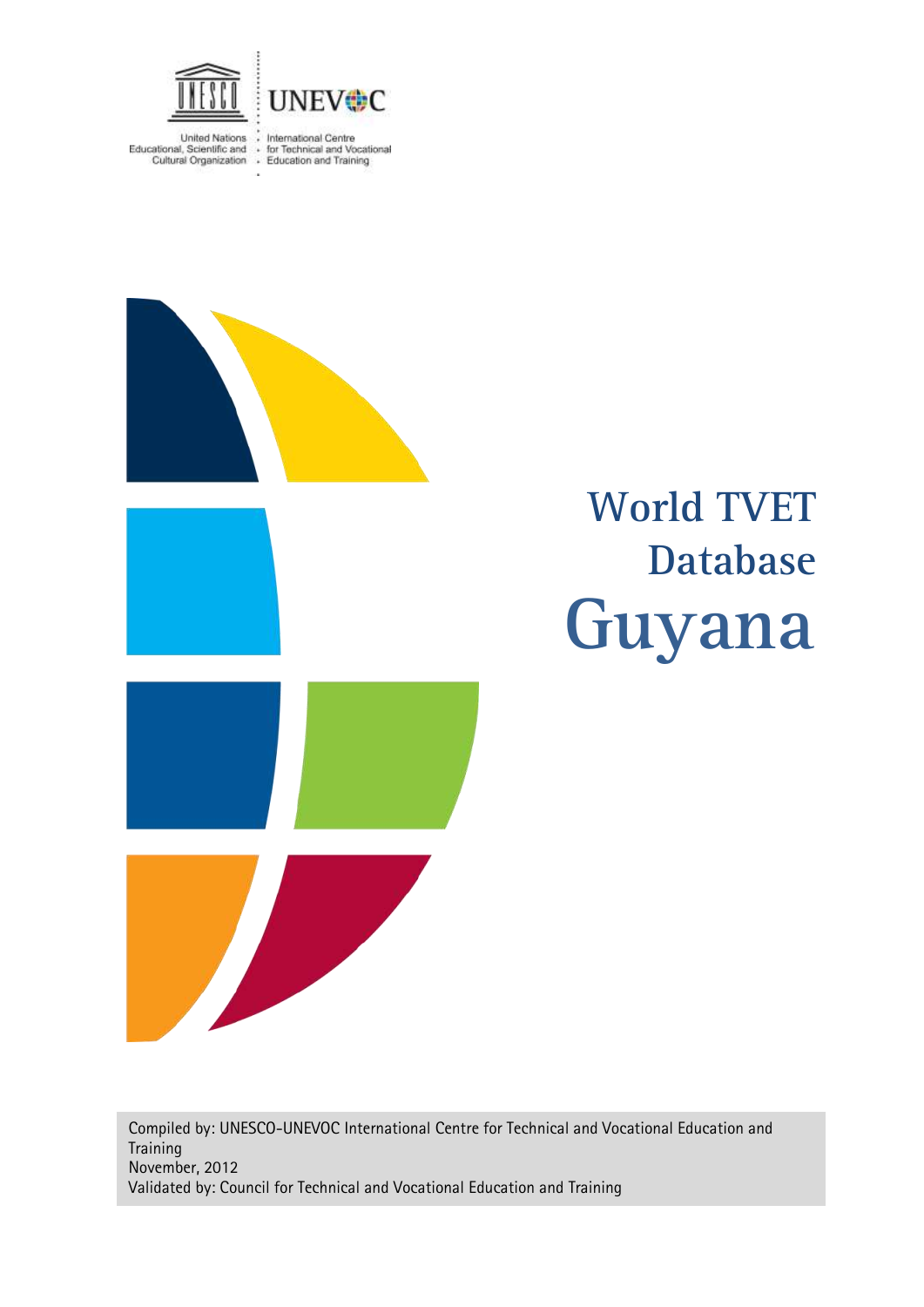United Nations Educational, Scientific and Cultural Organization

UNEVOC International Centre for Technical and Vocational Education and Training

# World TVET Database Guyana

Compiled by: UNESCO-UNEVOC International Centre for Technical and Vocational Education and Training
November, 2012
Validated by: Council for Technical and Vocational Education and Training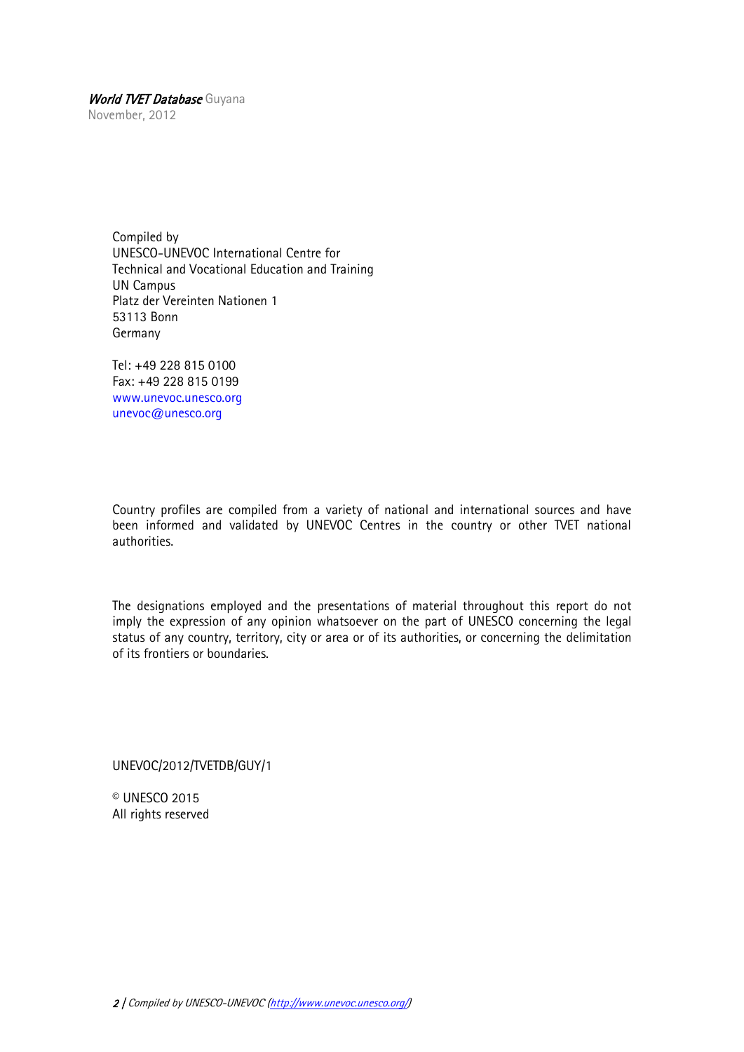*World TVET Database* Guyana
November, 2012

Compiled by
UNESCO-UNEVOC International Centre for
Technical and Vocational Education and Training
UN Campus
Platz der Vereinten Nationen 1
53113 Bonn
Germany

Tel: +49 228 815 0100
Fax: +49 228 815 0199
www.unevoc.unesco.org
unevoc@unesco.org

Country profiles are compiled from a variety of national and international sources and have been informed and validated by UNEVOC Centres in the country or other TVET national authorities.

The designations employed and the presentations of material throughout this report do not imply the expression of any opinion whatsoever on the part of UNESCO concerning the legal status of any country, territory, city or area or of its authorities, or concerning the delimitation of its frontiers or boundaries.

UNEVOC/2012/TVETDB/GUY/1

© UNESCO 2015
All rights reserved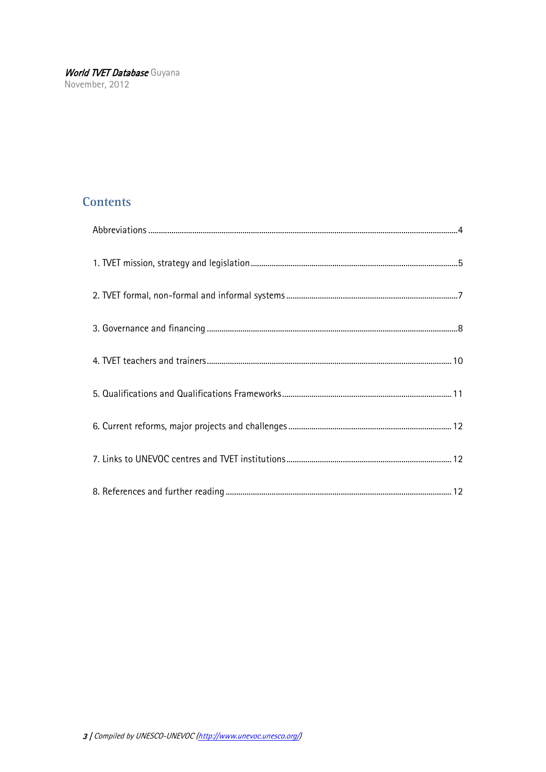## Contents

- Abbreviations ... 4
- 1. TVET mission, strategy and legislation ... 5
- 2. TVET formal, non-formal and informal systems ... 7
- 3. Governance and financing ... 8
- 4. TVET teachers and trainers ... 10
- 5. Qualifications and Qualifications Frameworks ... 11
- 6. Current reforms, major projects and challenges ... 12
- 7. Links to UNEVOC centres and TVET institutions ... 12
- 8. References and further reading ... 12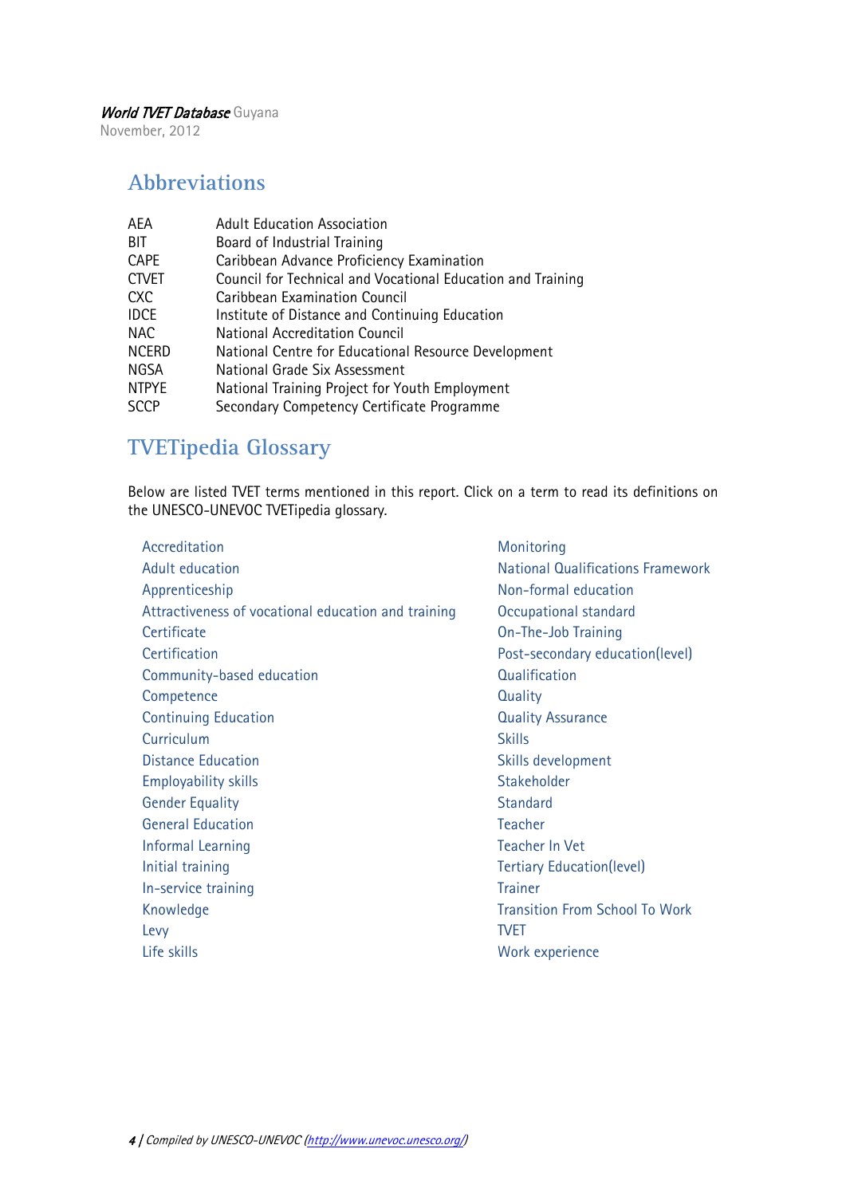## Abbreviations

| | |
|---|---|
| AEA | Adult Education Association |
| BIT | Board of Industrial Training |
| CAPE | Caribbean Advance Proficiency Examination |
| CTVET | Council for Technical and Vocational Education and Training |
| CXC | Caribbean Examination Council |
| IDCE | Institute of Distance and Continuing Education |
| NAC | National Accreditation Council |
| NCERD | National Centre for Educational Resource Development |
| NGSA | National Grade Six Assessment |
| NTPYE | National Training Project for Youth Employment |
| SCCP | Secondary Competency Certificate Programme |

## TVETipedia Glossary

Below are listed TVET terms mentioned in this report. Click on a term to read its definitions on the UNESCO-UNEVOC TVETipedia glossary.

- Accreditation
- Adult education
- Apprenticeship
- Attractiveness of vocational education and training
- Certificate
- Certification
- Community-based education
- Competence
- Continuing Education
- Curriculum
- Distance Education
- Employability skills
- Gender Equality
- General Education
- Informal Learning
- Initial training
- In-service training
- Knowledge
- Levy
- Life skills
- Monitoring
- National Qualifications Framework
- Non-formal education
- Occupational standard
- On-The-Job Training
- Post-secondary education(level)
- Qualification
- Quality
- Quality Assurance
- Skills
- Skills development
- Stakeholder
- Standard
- Teacher
- Teacher In Vet
- Tertiary Education(level)
- Trainer
- Transition From School To Work
- TVET
- Work experience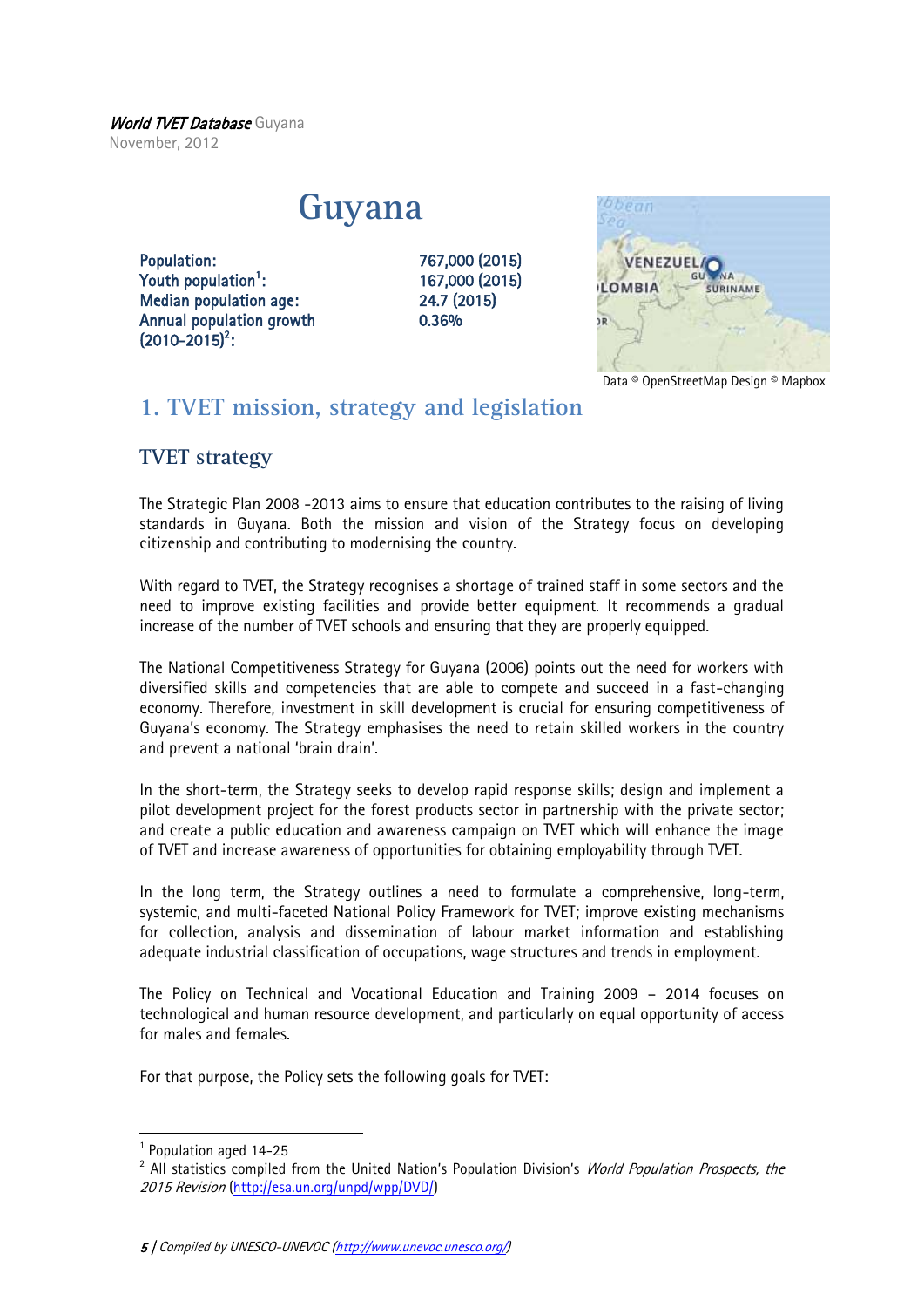# Guyana

| | |
|---|---|
| **Population:** | 767,000 (2015) |
| **Youth population**[1]**:** | 167,000 (2015) |
| **Median population age:** | 24.7 (2015) |
| **Annual population growth (2010-2015)**[2]**:** | 0.36% |

Data © OpenStreetMap Design © Mapbox

## 1. TVET mission, strategy and legislation

### TVET strategy

The Strategic Plan 2008 -2013 aims to ensure that education contributes to the raising of living standards in Guyana. Both the mission and vision of the Strategy focus on developing citizenship and contributing to modernising the country.

With regard to TVET, the Strategy recognises a shortage of trained staff in some sectors and the need to improve existing facilities and provide better equipment. It recommends a gradual increase of the number of TVET schools and ensuring that they are properly equipped.

The National Competitiveness Strategy for Guyana (2006) points out the need for workers with diversified skills and competencies that are able to compete and succeed in a fast-changing economy. Therefore, investment in skill development is crucial for ensuring competitiveness of Guyana's economy. The Strategy emphasises the need to retain skilled workers in the country and prevent a national 'brain drain'.

In the short-term, the Strategy seeks to develop rapid response skills; design and implement a pilot development project for the forest products sector in partnership with the private sector; and create a public education and awareness campaign on TVET which will enhance the image of TVET and increase awareness of opportunities for obtaining employability through TVET.

In the long term, the Strategy outlines a need to formulate a comprehensive, long-term, systemic, and multi-faceted National Policy Framework for TVET; improve existing mechanisms for collection, analysis and dissemination of labour market information and establishing adequate industrial classification of occupations, wage structures and trends in employment.

The Policy on Technical and Vocational Education and Training 2009 – 2014 focuses on technological and human resource development, and particularly on equal opportunity of access for males and females.

For that purpose, the Policy sets the following goals for TVET:

---

[1] Population aged 14-25

[2] All statistics compiled from the United Nation's Population Division's *World Population Prospects, the 2015 Revision* (http://esa.un.org/unpd/wpp/DVD/)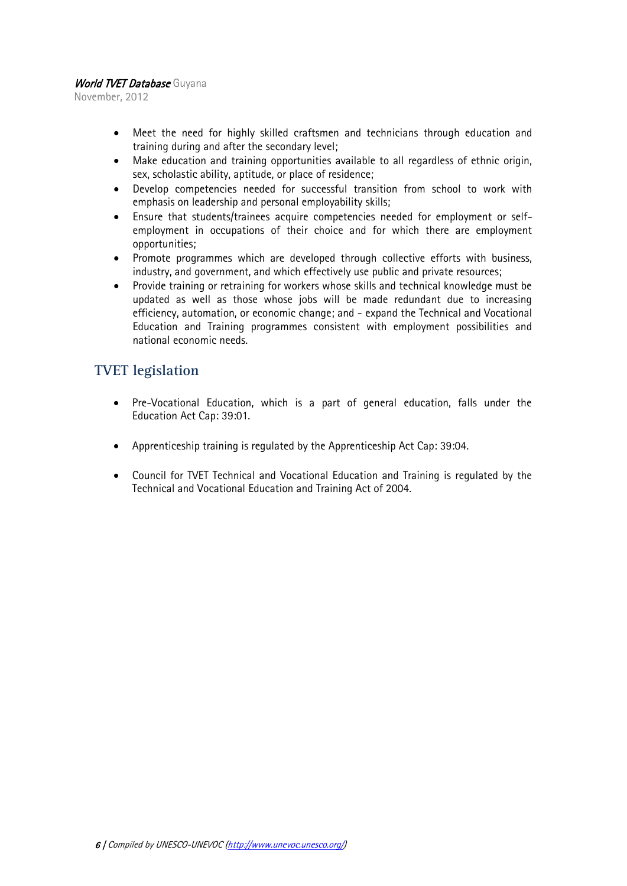- Meet the need for highly skilled craftsmen and technicians through education and training during and after the secondary level;
- Make education and training opportunities available to all regardless of ethnic origin, sex, scholastic ability, aptitude, or place of residence;
- Develop competencies needed for successful transition from school to work with emphasis on leadership and personal employability skills;
- Ensure that students/trainees acquire competencies needed for employment or self-employment in occupations of their choice and for which there are employment opportunities;
- Promote programmes which are developed through collective efforts with business, industry, and government, and which effectively use public and private resources;
- Provide training or retraining for workers whose skills and technical knowledge must be updated as well as those whose jobs will be made redundant due to increasing efficiency, automation, or economic change; and - expand the Technical and Vocational Education and Training programmes consistent with employment possibilities and national economic needs.

## TVET legislation

- Pre-Vocational Education, which is a part of general education, falls under the Education Act Cap: 39:01.

- Apprenticeship training is regulated by the Apprenticeship Act Cap: 39:04.

- Council for TVET Technical and Vocational Education and Training is regulated by the Technical and Vocational Education and Training Act of 2004.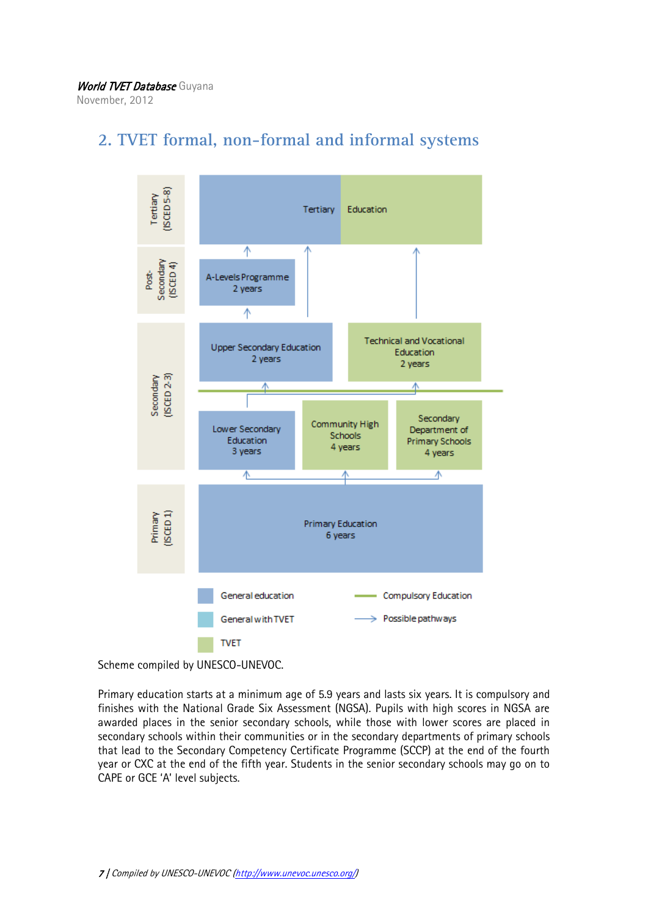## 2. TVET formal, non-formal and informal systems

| Level | General education | TVET |
|---|---|---|
| Tertiary (ISCED 5-8) | Tertiary Education | Tertiary Education |
| Post-Secondary (ISCED 4) | A-Levels Programme 2 years | |
| Secondary (ISCED 2-3) | Upper Secondary Education 2 years | Technical and Vocational Education 2 years |
| Secondary (ISCED 2-3) | Lower Secondary Education 3 years | Community High Schools 4 years; Secondary Department of Primary Schools 4 years |
| Primary (ISCED 1) | Primary Education 6 years | |

Legend: General education; General with TVET; TVET; Compulsory Education; Possible pathways

Scheme compiled by UNESCO-UNEVOC.

Primary education starts at a minimum age of 5.9 years and lasts six years. It is compulsory and finishes with the National Grade Six Assessment (NGSA). Pupils with high scores in NGSA are awarded places in the senior secondary schools, while those with lower scores are placed in secondary schools within their communities or in the secondary departments of primary schools that lead to the Secondary Competency Certificate Programme (SCCP) at the end of the fourth year or CXC at the end of the fifth year. Students in the senior secondary schools may go on to CAPE or GCE 'A' level subjects.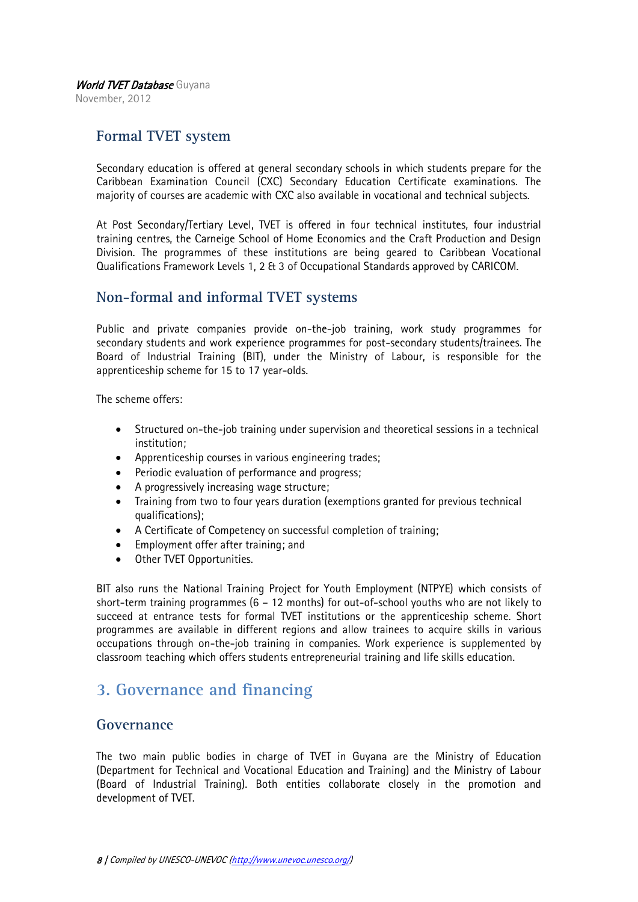## Formal TVET system

Secondary education is offered at general secondary schools in which students prepare for the Caribbean Examination Council (CXC) Secondary Education Certificate examinations. The majority of courses are academic with CXC also available in vocational and technical subjects.

At Post Secondary/Tertiary Level, TVET is offered in four technical institutes, four industrial training centres, the Carneige School of Home Economics and the Craft Production and Design Division. The programmes of these institutions are being geared to Caribbean Vocational Qualifications Framework Levels 1, 2 & 3 of Occupational Standards approved by CARICOM.

## Non-formal and informal TVET systems

Public and private companies provide on-the-job training, work study programmes for secondary students and work experience programmes for post-secondary students/trainees. The Board of Industrial Training (BIT), under the Ministry of Labour, is responsible for the apprenticeship scheme for 15 to 17 year-olds.

The scheme offers:

- Structured on-the-job training under supervision and theoretical sessions in a technical institution;
- Apprenticeship courses in various engineering trades;
- Periodic evaluation of performance and progress;
- A progressively increasing wage structure;
- Training from two to four years duration (exemptions granted for previous technical qualifications);
- A Certificate of Competency on successful completion of training;
- Employment offer after training; and
- Other TVET Opportunities.

BIT also runs the National Training Project for Youth Employment (NTPYE) which consists of short-term training programmes (6 – 12 months) for out-of-school youths who are not likely to succeed at entrance tests for formal TVET institutions or the apprenticeship scheme. Short programmes are available in different regions and allow trainees to acquire skills in various occupations through on-the-job training in companies. Work experience is supplemented by classroom teaching which offers students entrepreneurial training and life skills education.

# 3. Governance and financing

## Governance

The two main public bodies in charge of TVET in Guyana are the Ministry of Education (Department for Technical and Vocational Education and Training) and the Ministry of Labour (Board of Industrial Training). Both entities collaborate closely in the promotion and development of TVET.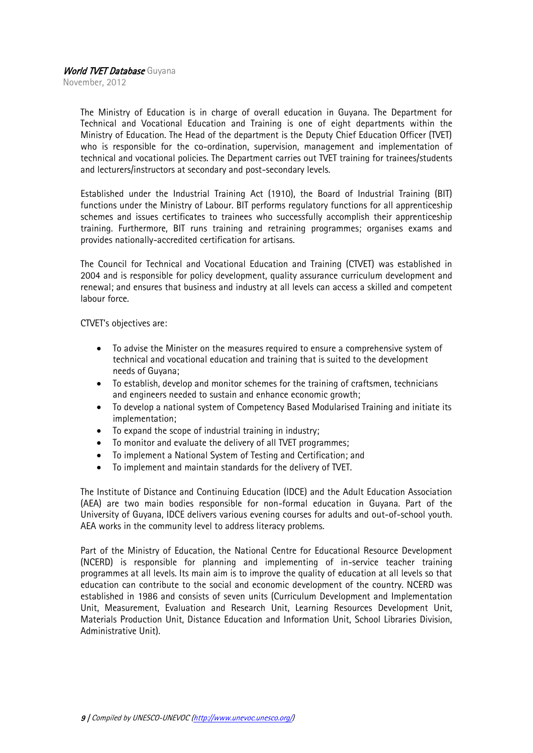The Ministry of Education is in charge of overall education in Guyana. The Department for Technical and Vocational Education and Training is one of eight departments within the Ministry of Education. The Head of the department is the Deputy Chief Education Officer (TVET) who is responsible for the co-ordination, supervision, management and implementation of technical and vocational policies. The Department carries out TVET training for trainees/students and lecturers/instructors at secondary and post-secondary levels.

Established under the Industrial Training Act (1910), the Board of Industrial Training (BIT) functions under the Ministry of Labour. BIT performs regulatory functions for all apprenticeship schemes and issues certificates to trainees who successfully accomplish their apprenticeship training. Furthermore, BIT runs training and retraining programmes; organises exams and provides nationally-accredited certification for artisans.

The Council for Technical and Vocational Education and Training (CTVET) was established in 2004 and is responsible for policy development, quality assurance curriculum development and renewal; and ensures that business and industry at all levels can access a skilled and competent labour force.

CTVET's objectives are:

- To advise the Minister on the measures required to ensure a comprehensive system of technical and vocational education and training that is suited to the development needs of Guyana;
- To establish, develop and monitor schemes for the training of craftsmen, technicians and engineers needed to sustain and enhance economic growth;
- To develop a national system of Competency Based Modularised Training and initiate its implementation;
- To expand the scope of industrial training in industry;
- To monitor and evaluate the delivery of all TVET programmes;
- To implement a National System of Testing and Certification; and
- To implement and maintain standards for the delivery of TVET.

The Institute of Distance and Continuing Education (IDCE) and the Adult Education Association (AEA) are two main bodies responsible for non-formal education in Guyana. Part of the University of Guyana, IDCE delivers various evening courses for adults and out-of-school youth. AEA works in the community level to address literacy problems.

Part of the Ministry of Education, the National Centre for Educational Resource Development (NCERD) is responsible for planning and implementing of in-service teacher training programmes at all levels. Its main aim is to improve the quality of education at all levels so that education can contribute to the social and economic development of the country. NCERD was established in 1986 and consists of seven units (Curriculum Development and Implementation Unit, Measurement, Evaluation and Research Unit, Learning Resources Development Unit, Materials Production Unit, Distance Education and Information Unit, School Libraries Division, Administrative Unit).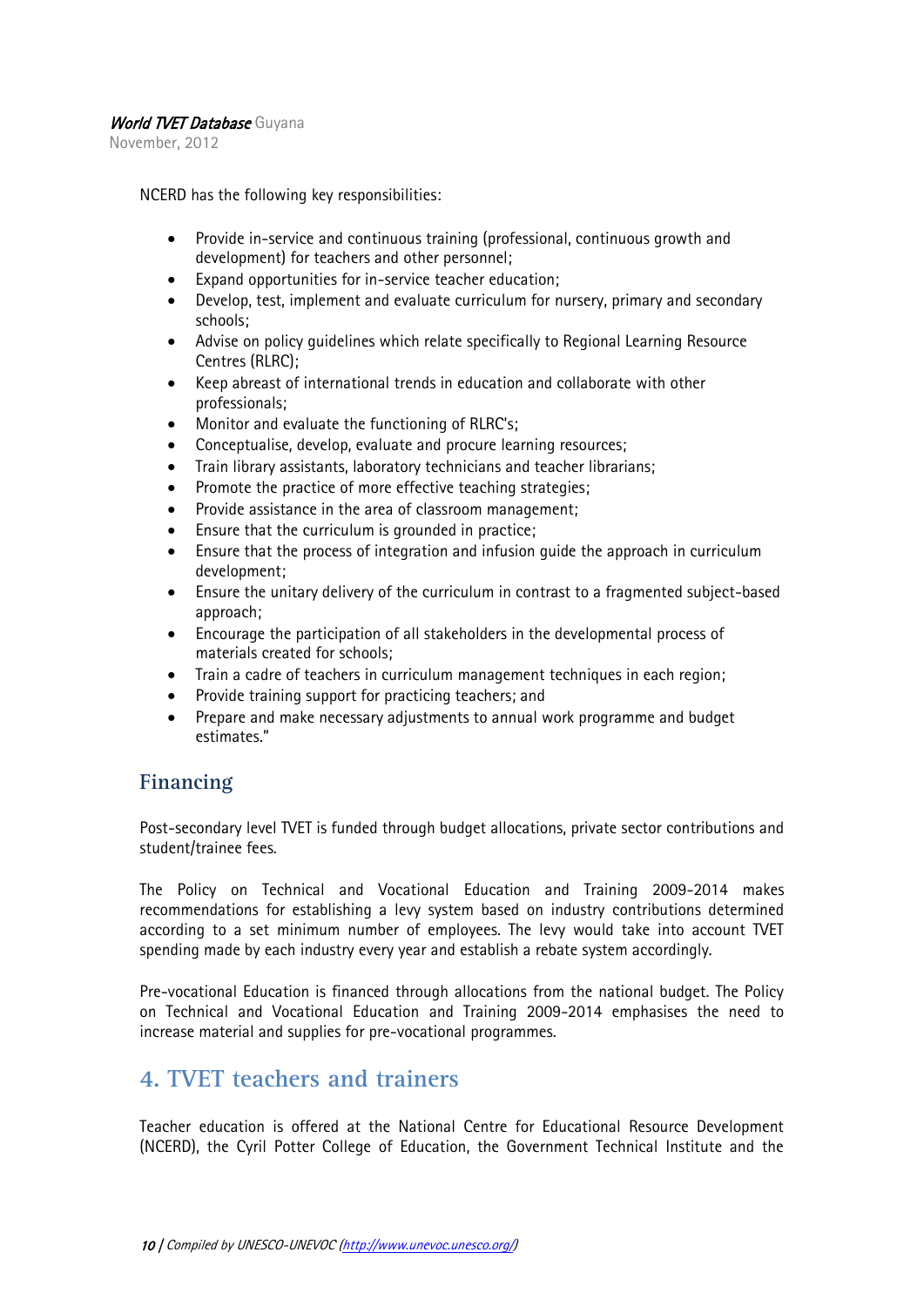NCERD has the following key responsibilities:

- Provide in-service and continuous training (professional, continuous growth and development) for teachers and other personnel;
- Expand opportunities for in-service teacher education;
- Develop, test, implement and evaluate curriculum for nursery, primary and secondary schools;
- Advise on policy guidelines which relate specifically to Regional Learning Resource Centres (RLRC);
- Keep abreast of international trends in education and collaborate with other professionals;
- Monitor and evaluate the functioning of RLRC's;
- Conceptualise, develop, evaluate and procure learning resources;
- Train library assistants, laboratory technicians and teacher librarians;
- Promote the practice of more effective teaching strategies;
- Provide assistance in the area of classroom management;
- Ensure that the curriculum is grounded in practice;
- Ensure that the process of integration and infusion guide the approach in curriculum development;
- Ensure the unitary delivery of the curriculum in contrast to a fragmented subject-based approach;
- Encourage the participation of all stakeholders in the developmental process of materials created for schools;
- Train a cadre of teachers in curriculum management techniques in each region;
- Provide training support for practicing teachers; and
- Prepare and make necessary adjustments to annual work programme and budget estimates."

### Financing

Post-secondary level TVET is funded through budget allocations, private sector contributions and student/trainee fees.

The Policy on Technical and Vocational Education and Training 2009-2014 makes recommendations for establishing a levy system based on industry contributions determined according to a set minimum number of employees. The levy would take into account TVET spending made by each industry every year and establish a rebate system accordingly.

Pre-vocational Education is financed through allocations from the national budget. The Policy on Technical and Vocational Education and Training 2009-2014 emphasises the need to increase material and supplies for pre-vocational programmes.

## 4. TVET teachers and trainers

Teacher education is offered at the National Centre for Educational Resource Development (NCERD), the Cyril Potter College of Education, the Government Technical Institute and the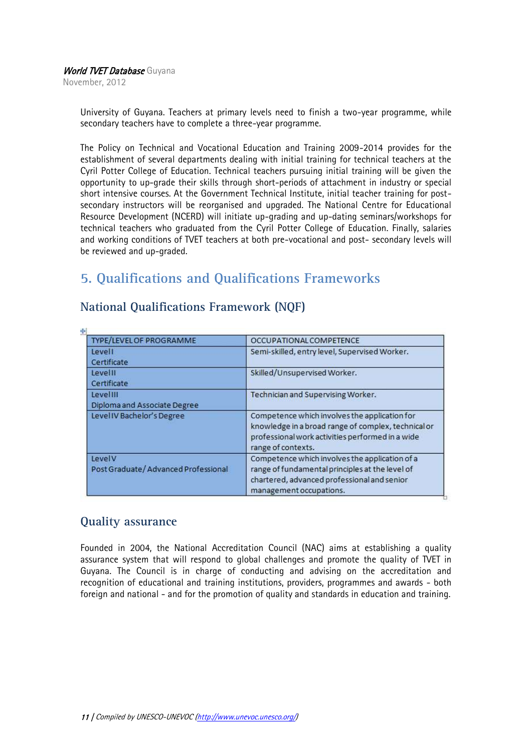University of Guyana. Teachers at primary levels need to finish a two-year programme, while secondary teachers have to complete a three-year programme.

The Policy on Technical and Vocational Education and Training 2009-2014 provides for the establishment of several departments dealing with initial training for technical teachers at the Cyril Potter College of Education. Technical teachers pursuing initial training will be given the opportunity to up-grade their skills through short-periods of attachment in industry or special short intensive courses. At the Government Technical Institute, initial teacher training for post-secondary instructors will be reorganised and upgraded. The National Centre for Educational Resource Development (NCERD) will initiate up-grading and up-dating seminars/workshops for technical teachers who graduated from the Cyril Potter College of Education. Finally, salaries and working conditions of TVET teachers at both pre-vocational and post- secondary levels will be reviewed and up-graded.

## 5. Qualifications and Qualifications Frameworks

### National Qualifications Framework (NQF)

| TYPE/LEVEL OF PROGRAMME | OCCUPATIONAL COMPETENCE |
|---|---|
| Level I<br>Certificate | Semi-skilled, entry level, Supervised Worker. |
| Level II<br>Certificate | Skilled/Unsupervised Worker. |
| Level III<br>Diploma and Associate Degree | Technician and Supervising Worker. |
| Level IV Bachelor's Degree | Competence which involves the application for knowledge in a broad range of complex, technical or professional work activities performed in a wide range of contexts. |
| Level V<br>Post Graduate/ Advanced Professional | Competence which involves the application of a range of fundamental principles at the level of chartered, advanced professional and senior management occupations. |

### Quality assurance

Founded in 2004, the National Accreditation Council (NAC) aims at establishing a quality assurance system that will respond to global challenges and promote the quality of TVET in Guyana. The Council is in charge of conducting and advising on the accreditation and recognition of educational and training institutions, providers, programmes and awards - both foreign and national - and for the promotion of quality and standards in education and training.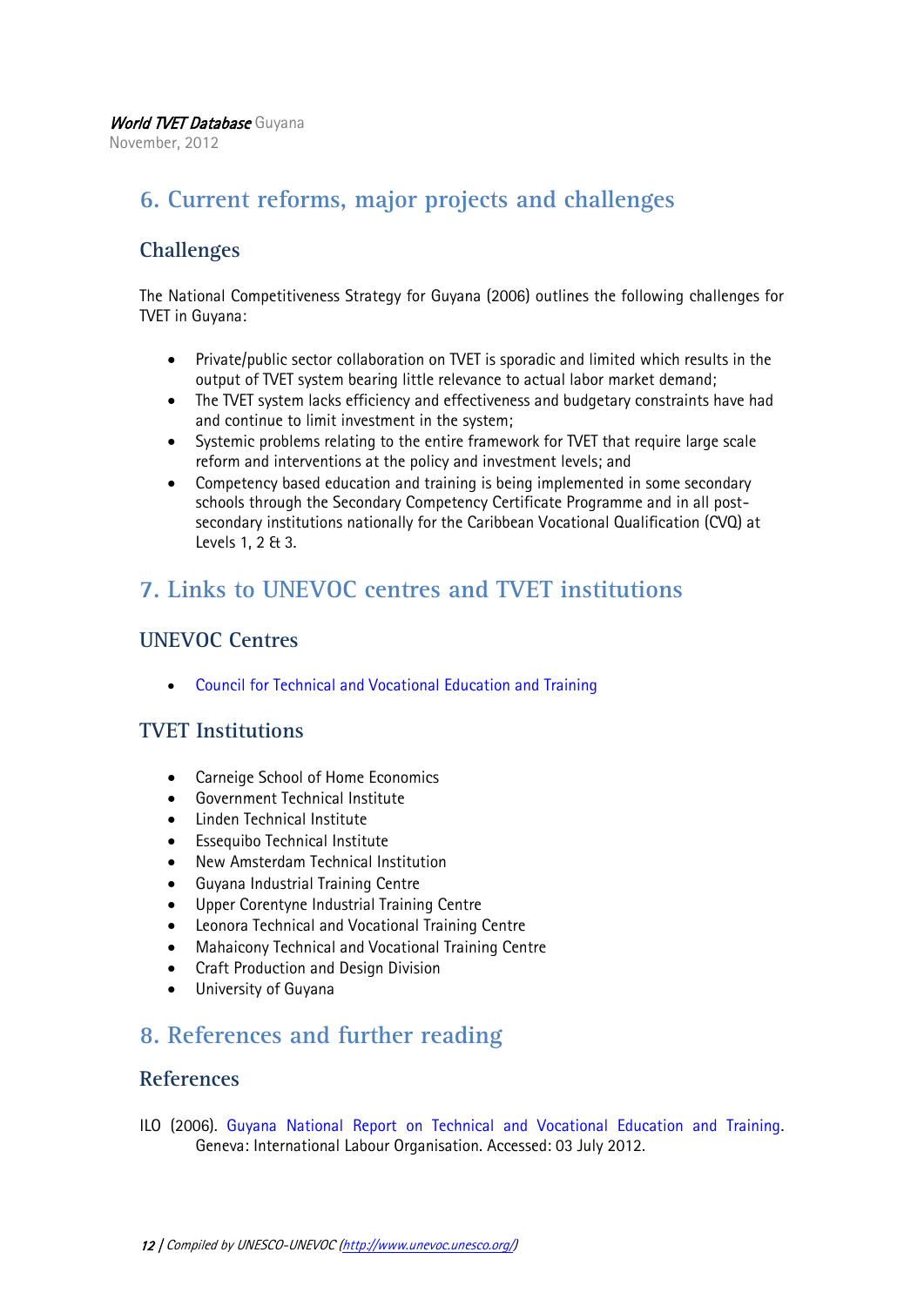## 6. Current reforms, major projects and challenges

### Challenges

The National Competitiveness Strategy for Guyana (2006) outlines the following challenges for TVET in Guyana:

- Private/public sector collaboration on TVET is sporadic and limited which results in the output of TVET system bearing little relevance to actual labor market demand;
- The TVET system lacks efficiency and effectiveness and budgetary constraints have had and continue to limit investment in the system;
- Systemic problems relating to the entire framework for TVET that require large scale reform and interventions at the policy and investment levels; and
- Competency based education and training is being implemented in some secondary schools through the Secondary Competency Certificate Programme and in all post-secondary institutions nationally for the Caribbean Vocational Qualification (CVQ) at Levels 1, 2 & 3.

## 7. Links to UNEVOC centres and TVET institutions

### UNEVOC Centres

- Council for Technical and Vocational Education and Training

### TVET Institutions

- Carneige School of Home Economics
- Government Technical Institute
- Linden Technical Institute
- Essequibo Technical Institute
- New Amsterdam Technical Institution
- Guyana Industrial Training Centre
- Upper Corentyne Industrial Training Centre
- Leonora Technical and Vocational Training Centre
- Mahaicony Technical and Vocational Training Centre
- Craft Production and Design Division
- University of Guyana

## 8. References and further reading

### References

ILO (2006). Guyana National Report on Technical and Vocational Education and Training. Geneva: International Labour Organisation. Accessed: 03 July 2012.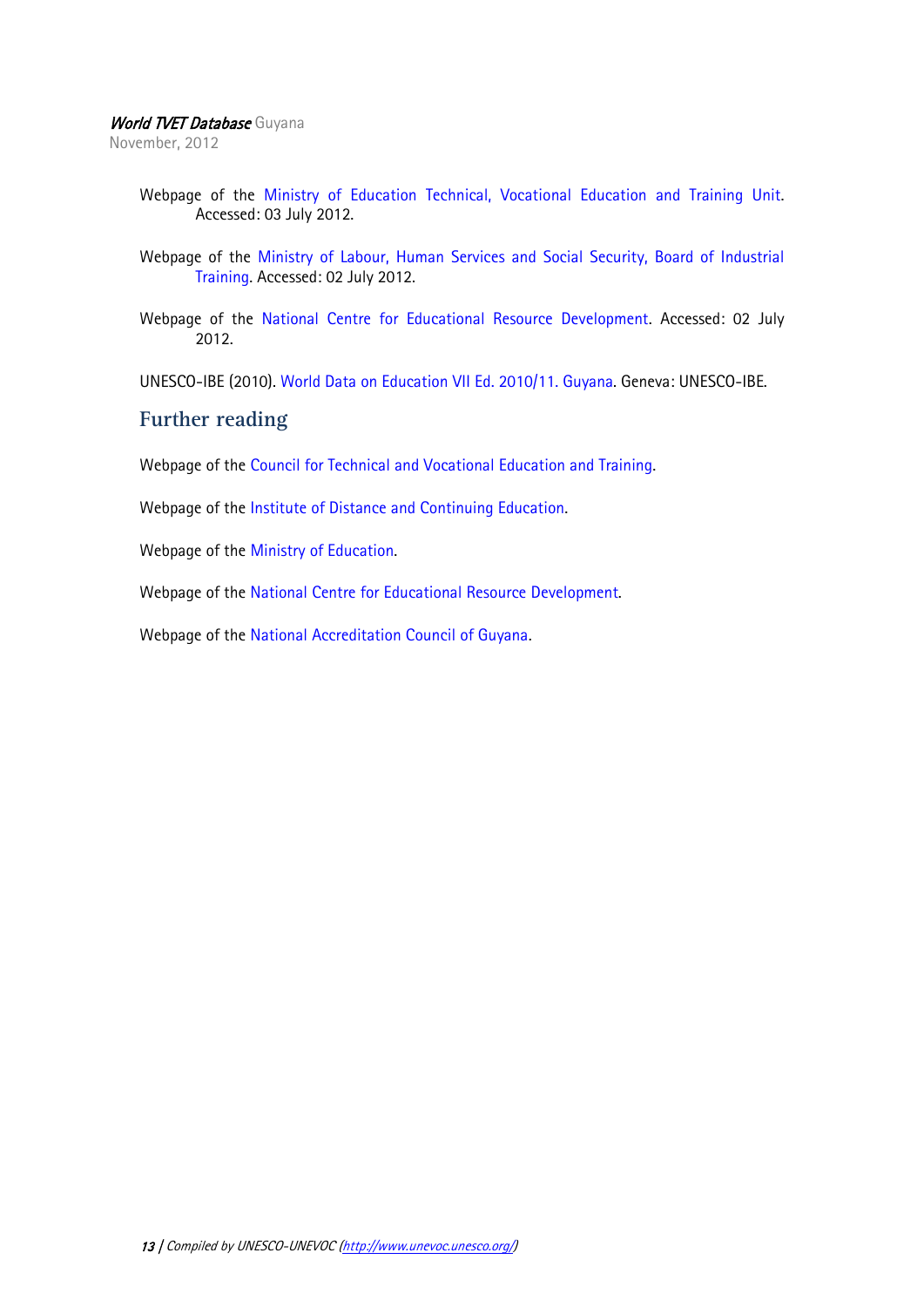Webpage of the Ministry of Education Technical, Vocational Education and Training Unit. Accessed: 03 July 2012.

Webpage of the Ministry of Labour, Human Services and Social Security, Board of Industrial Training. Accessed: 02 July 2012.

Webpage of the National Centre for Educational Resource Development. Accessed: 02 July 2012.

UNESCO-IBE (2010). World Data on Education VII Ed. 2010/11. Guyana. Geneva: UNESCO-IBE.

## Further reading

Webpage of the Council for Technical and Vocational Education and Training.

Webpage of the Institute of Distance and Continuing Education.

Webpage of the Ministry of Education.

Webpage of the National Centre for Educational Resource Development.

Webpage of the National Accreditation Council of Guyana.